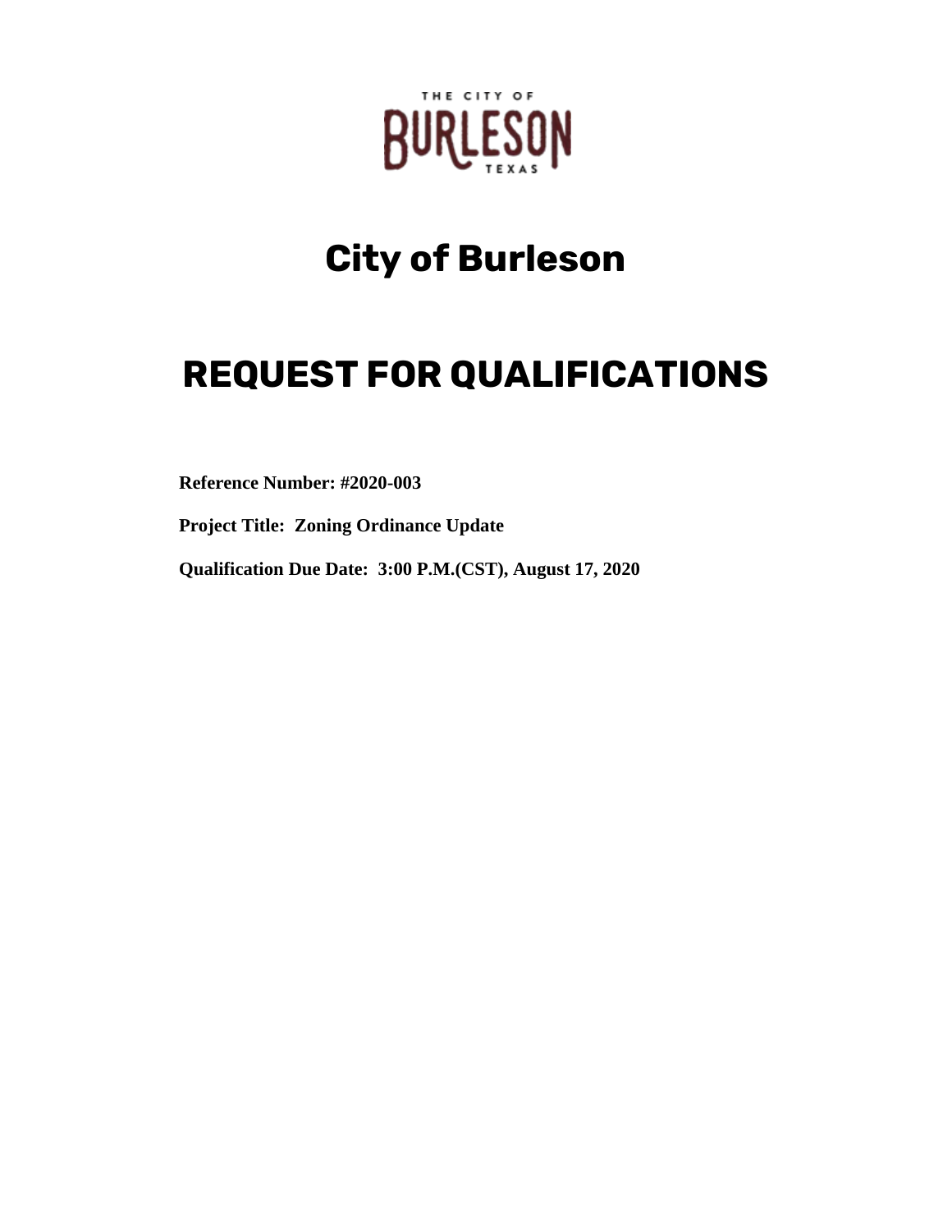# City of Burleson

# REQUEST FOR QUALIFICATIONS

**Reference Number: #2020-003**

**Project Title: Zoning Ordinance Update**

**Qualification Due Date: 3:00 P.M.(CST), August 17, 2020**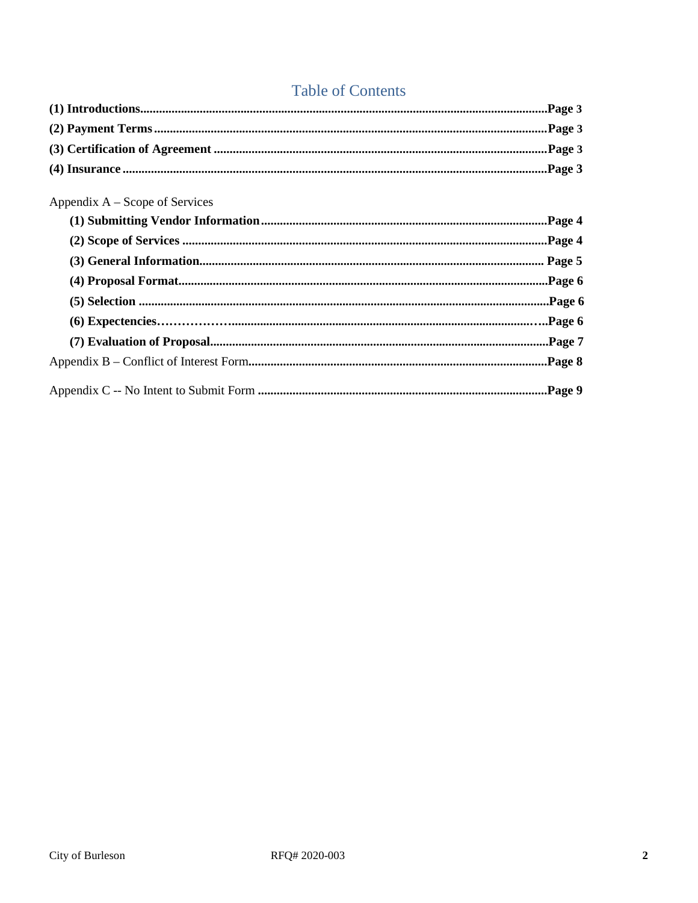# Table of Contents

**(1) Introductions**................................................................................................................................**Page 3**

**(2) Payment Terms**............................................................................................................................**Page 3**

**(3) Certification of Agreement** ..........................................................................................................**Page 3**

**(4) Insurance** .....................................................................................................................................**Page 3**

Appendix A – Scope of Services

- **(1) Submitting Vendor Information**..........................................................................................**Page 4**
- **(2) Scope of Services** ..................................................................................................................**Page 4**
- **(3) General Information**............................................................................................................ **Page 5**
- **(4) Proposal Format**....................................................................................................................**Page 6**
- **(5) Selection** ................................................................................................................................**Page 6**
- **(6) Expectencies**……………….................................................................................................…..**Page 6**
- **(7) Evaluation of Proposal**...........................................................................................................**Page 7**

Appendix B – Conflict of Interest Form..............................................................................................**Page 8**

Appendix C -- No Intent to Submit Form ...........................................................................................**Page 9**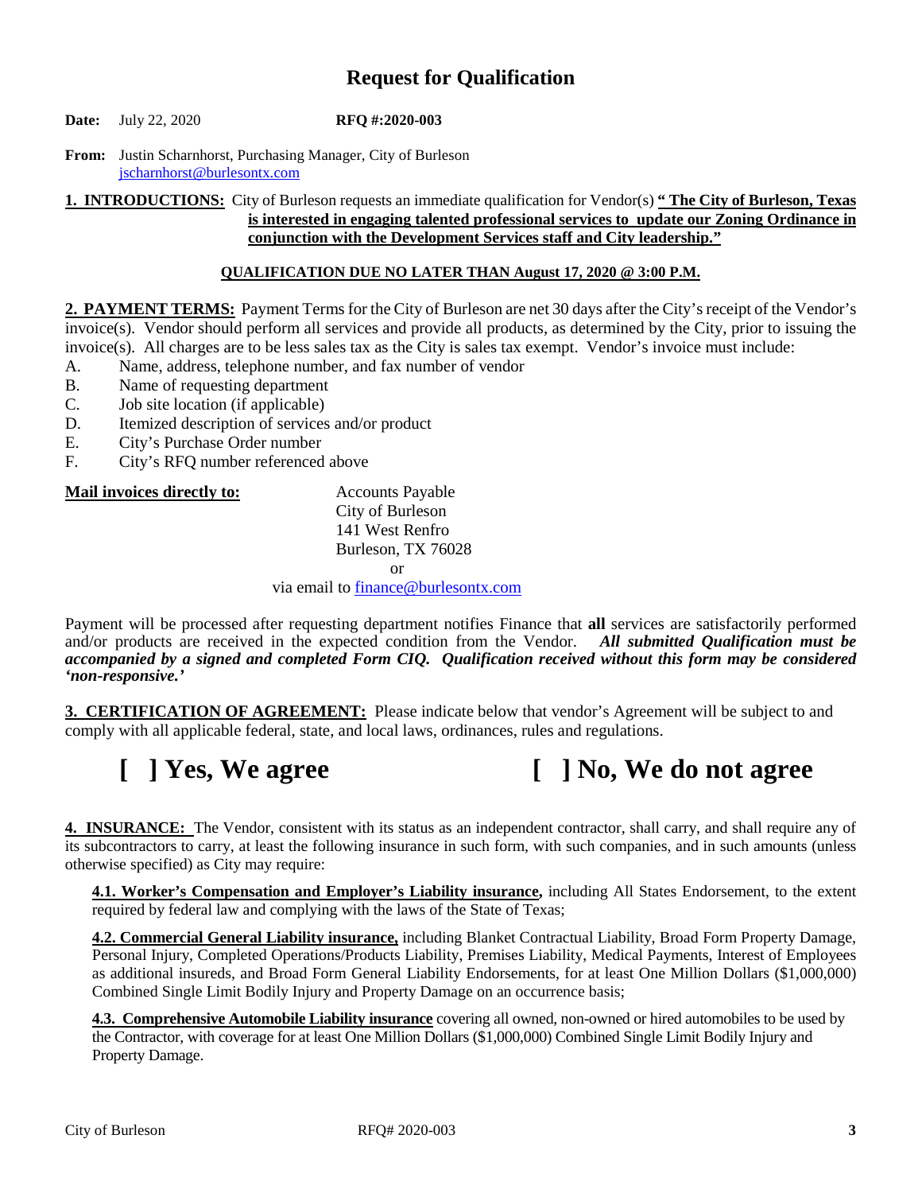# Request for Qualification

**Date:** July 22, 2020 **RFQ #:2020-003**

**From:** Justin Scharnhorst, Purchasing Manager, City of Burleson
jscharnhorst@burlesontx.com

**1. INTRODUCTIONS:** City of Burleson requests an immediate qualification for Vendor(s) **" The City of Burleson, Texas is interested in engaging talented professional services to update our Zoning Ordinance in conjunction with the Development Services staff and City leadership."**

**QUALIFICATION DUE NO LATER THAN August 17, 2020 @ 3:00 P.M.**

**2. PAYMENT TERMS:** Payment Terms for the City of Burleson are net 30 days after the City's receipt of the Vendor's invoice(s). Vendor should perform all services and provide all products, as determined by the City, prior to issuing the invoice(s). All charges are to be less sales tax as the City is sales tax exempt. Vendor's invoice must include:

A. Name, address, telephone number, and fax number of vendor
B. Name of requesting department
C. Job site location (if applicable)
D. Itemized description of services and/or product
E. City's Purchase Order number
F. City's RFQ number referenced above

**Mail invoices directly to:**

Accounts Payable
City of Burleson
141 West Renfro
Burleson, TX 76028
or
via email to finance@burlesontx.com

Payment will be processed after requesting department notifies Finance that **all** services are satisfactorily performed and/or products are received in the expected condition from the Vendor. ***All submitted Qualification must be accompanied by a signed and completed Form CIQ. Qualification received without this form may be considered 'non-responsive.'***

**3. CERTIFICATION OF AGREEMENT:** Please indicate below that vendor's Agreement will be subject to and comply with all applicable federal, state, and local laws, ordinances, rules and regulations.

**[ ] Yes, We agree** **[ ] No, We do not agree**

**4. INSURANCE:** The Vendor, consistent with its status as an independent contractor, shall carry, and shall require any of its subcontractors to carry, at least the following insurance in such form, with such companies, and in such amounts (unless otherwise specified) as City may require:

**4.1. Worker's Compensation and Employer's Liability insurance,** including All States Endorsement, to the extent required by federal law and complying with the laws of the State of Texas;

**4.2. Commercial General Liability insurance,** including Blanket Contractual Liability, Broad Form Property Damage, Personal Injury, Completed Operations/Products Liability, Premises Liability, Medical Payments, Interest of Employees as additional insureds, and Broad Form General Liability Endorsements, for at least One Million Dollars ($1,000,000) Combined Single Limit Bodily Injury and Property Damage on an occurrence basis;

**4.3. Comprehensive Automobile Liability insurance** covering all owned, non-owned or hired automobiles to be used by the Contractor, with coverage for at least One Million Dollars ($1,000,000) Combined Single Limit Bodily Injury and Property Damage.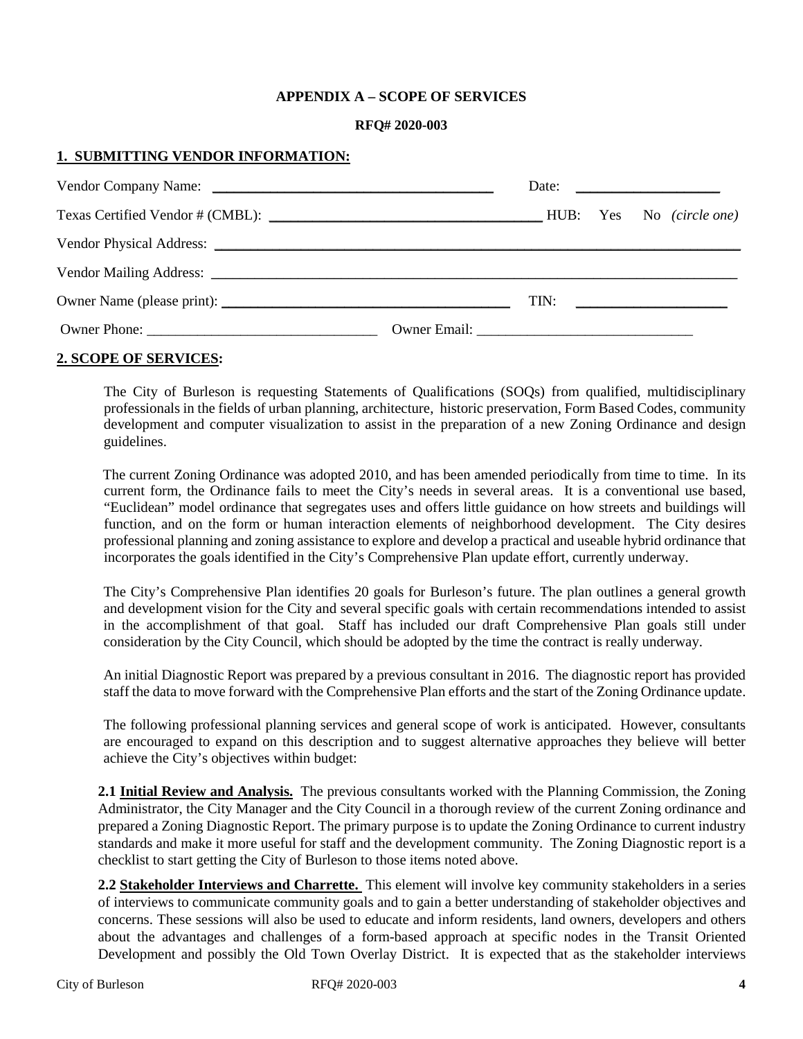**APPENDIX A – SCOPE OF SERVICES**

**RFQ# 2020-003**

## 1. SUBMITTING VENDOR INFORMATION:

Vendor Company Name: ______________________________________ Date: ____________________

Texas Certified Vendor # (CMBL): ______________________________________ HUB: Yes No *(circle one)*

Vendor Physical Address: ______________________________________________________________________

Vendor Mailing Address: ______________________________________________________________________

Owner Name (please print): ______________________________________ TIN: ____________________

Owner Phone: _______________________________ Owner Email: _____________________________

## 2. SCOPE OF SERVICES:

The City of Burleson is requesting Statements of Qualifications (SOQs) from qualified, multidisciplinary professionals in the fields of urban planning, architecture, historic preservation, Form Based Codes, community development and computer visualization to assist in the preparation of a new Zoning Ordinance and design guidelines.

The current Zoning Ordinance was adopted 2010, and has been amended periodically from time to time. In its current form, the Ordinance fails to meet the City's needs in several areas. It is a conventional use based, "Euclidean" model ordinance that segregates uses and offers little guidance on how streets and buildings will function, and on the form or human interaction elements of neighborhood development. The City desires professional planning and zoning assistance to explore and develop a practical and useable hybrid ordinance that incorporates the goals identified in the City's Comprehensive Plan update effort, currently underway.

The City's Comprehensive Plan identifies 20 goals for Burleson's future. The plan outlines a general growth and development vision for the City and several specific goals with certain recommendations intended to assist in the accomplishment of that goal. Staff has included our draft Comprehensive Plan goals still under consideration by the City Council, which should be adopted by the time the contract is really underway.

An initial Diagnostic Report was prepared by a previous consultant in 2016. The diagnostic report has provided staff the data to move forward with the Comprehensive Plan efforts and the start of the Zoning Ordinance update.

The following professional planning services and general scope of work is anticipated. However, consultants are encouraged to expand on this description and to suggest alternative approaches they believe will better achieve the City's objectives within budget:

**2.1 Initial Review and Analysis.** The previous consultants worked with the Planning Commission, the Zoning Administrator, the City Manager and the City Council in a thorough review of the current Zoning ordinance and prepared a Zoning Diagnostic Report. The primary purpose is to update the Zoning Ordinance to current industry standards and make it more useful for staff and the development community. The Zoning Diagnostic report is a checklist to start getting the City of Burleson to those items noted above.

**2.2 Stakeholder Interviews and Charrette.** This element will involve key community stakeholders in a series of interviews to communicate community goals and to gain a better understanding of stakeholder objectives and concerns. These sessions will also be used to educate and inform residents, land owners, developers and others about the advantages and challenges of a form-based approach at specific nodes in the Transit Oriented Development and possibly the Old Town Overlay District. It is expected that as the stakeholder interviews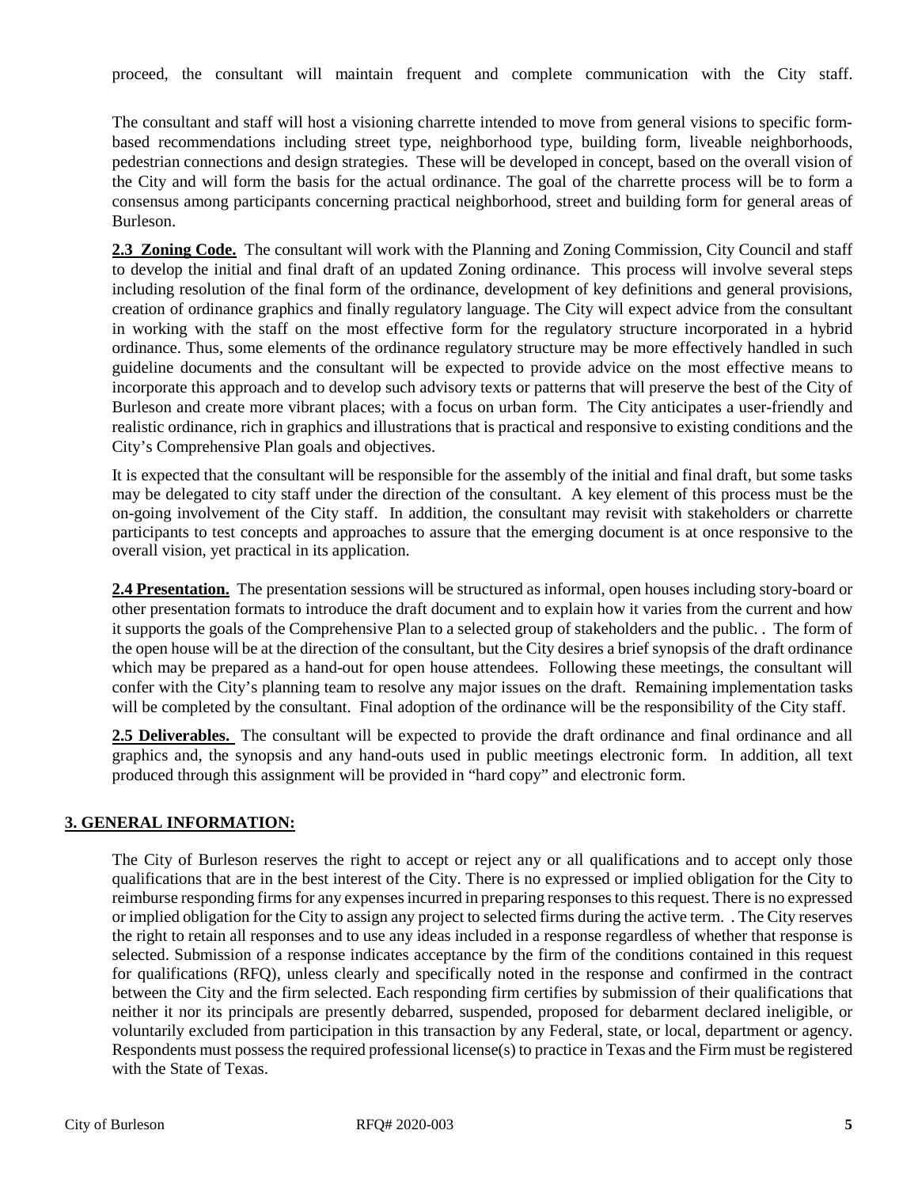proceed, the consultant will maintain frequent and complete communication with the City staff.

The consultant and staff will host a visioning charrette intended to move from general visions to specific form-based recommendations including street type, neighborhood type, building form, liveable neighborhoods, pedestrian connections and design strategies. These will be developed in concept, based on the overall vision of the City and will form the basis for the actual ordinance. The goal of the charrette process will be to form a consensus among participants concerning practical neighborhood, street and building form for general areas of Burleson.

**2.3 Zoning Code.** The consultant will work with the Planning and Zoning Commission, City Council and staff to develop the initial and final draft of an updated Zoning ordinance. This process will involve several steps including resolution of the final form of the ordinance, development of key definitions and general provisions, creation of ordinance graphics and finally regulatory language. The City will expect advice from the consultant in working with the staff on the most effective form for the regulatory structure incorporated in a hybrid ordinance. Thus, some elements of the ordinance regulatory structure may be more effectively handled in such guideline documents and the consultant will be expected to provide advice on the most effective means to incorporate this approach and to develop such advisory texts or patterns that will preserve the best of the City of Burleson and create more vibrant places; with a focus on urban form. The City anticipates a user-friendly and realistic ordinance, rich in graphics and illustrations that is practical and responsive to existing conditions and the City's Comprehensive Plan goals and objectives.

It is expected that the consultant will be responsible for the assembly of the initial and final draft, but some tasks may be delegated to city staff under the direction of the consultant. A key element of this process must be the on-going involvement of the City staff. In addition, the consultant may revisit with stakeholders or charrette participants to test concepts and approaches to assure that the emerging document is at once responsive to the overall vision, yet practical in its application.

**2.4 Presentation.** The presentation sessions will be structured as informal, open houses including story-board or other presentation formats to introduce the draft document and to explain how it varies from the current and how it supports the goals of the Comprehensive Plan to a selected group of stakeholders and the public. . The form of the open house will be at the direction of the consultant, but the City desires a brief synopsis of the draft ordinance which may be prepared as a hand-out for open house attendees. Following these meetings, the consultant will confer with the City's planning team to resolve any major issues on the draft. Remaining implementation tasks will be completed by the consultant. Final adoption of the ordinance will be the responsibility of the City staff.

**2.5 Deliverables.** The consultant will be expected to provide the draft ordinance and final ordinance and all graphics and, the synopsis and any hand-outs used in public meetings electronic form. In addition, all text produced through this assignment will be provided in "hard copy" and electronic form.

## 3. GENERAL INFORMATION:

The City of Burleson reserves the right to accept or reject any or all qualifications and to accept only those qualifications that are in the best interest of the City. There is no expressed or implied obligation for the City to reimburse responding firms for any expenses incurred in preparing responses to this request. There is no expressed or implied obligation for the City to assign any project to selected firms during the active term. . The City reserves the right to retain all responses and to use any ideas included in a response regardless of whether that response is selected. Submission of a response indicates acceptance by the firm of the conditions contained in this request for qualifications (RFQ), unless clearly and specifically noted in the response and confirmed in the contract between the City and the firm selected. Each responding firm certifies by submission of their qualifications that neither it nor its principals are presently debarred, suspended, proposed for debarment declared ineligible, or voluntarily excluded from participation in this transaction by any Federal, state, or local, department or agency. Respondents must possess the required professional license(s) to practice in Texas and the Firm must be registered with the State of Texas.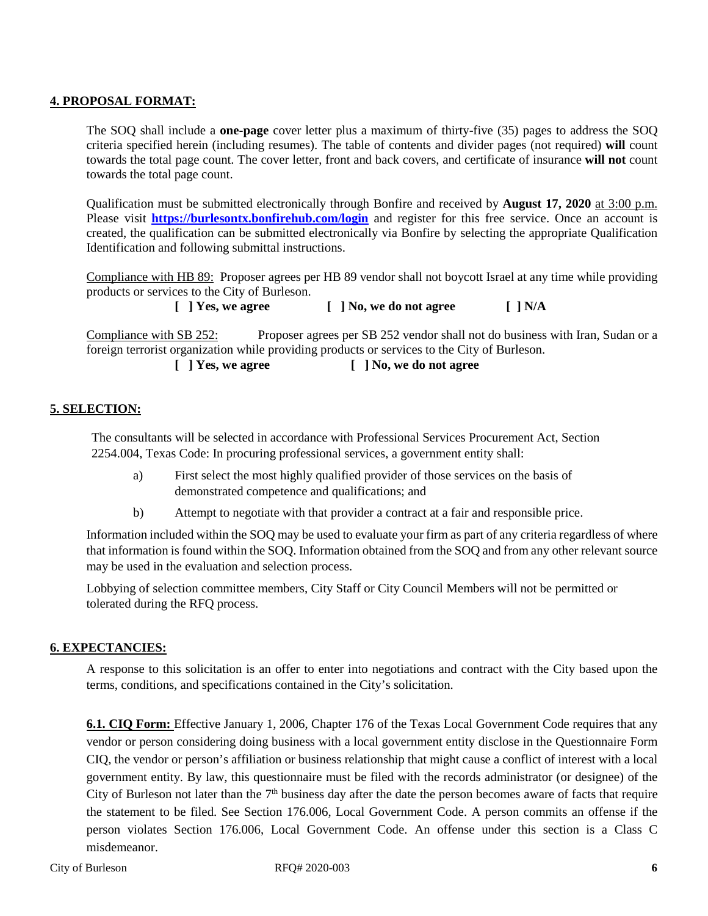## 4. PROPOSAL FORMAT:

The SOQ shall include a **one-page** cover letter plus a maximum of thirty-five (35) pages to address the SOQ criteria specified herein (including resumes). The table of contents and divider pages (not required) **will** count towards the total page count. The cover letter, front and back covers, and certificate of insurance **will not** count towards the total page count.

Qualification must be submitted electronically through Bonfire and received by **August 17, 2020** at 3:00 p.m. Please visit **https://burlesontx.bonfirehub.com/login** and register for this free service. Once an account is created, the qualification can be submitted electronically via Bonfire by selecting the appropriate Qualification Identification and following submittal instructions.

Compliance with HB 89: Proposer agrees per HB 89 vendor shall not boycott Israel at any time while providing products or services to the City of Burleson.

**[ ] Yes, we agree** **[ ] No, we do not agree** **[ ] N/A**

Compliance with SB 252: Proposer agrees per SB 252 vendor shall not do business with Iran, Sudan or a foreign terrorist organization while providing products or services to the City of Burleson.

**[ ] Yes, we agree** **[ ] No, we do not agree**

## 5. SELECTION:

The consultants will be selected in accordance with Professional Services Procurement Act, Section 2254.004, Texas Code: In procuring professional services, a government entity shall:

a) First select the most highly qualified provider of those services on the basis of demonstrated competence and qualifications; and

b) Attempt to negotiate with that provider a contract at a fair and responsible price.

Information included within the SOQ may be used to evaluate your firm as part of any criteria regardless of where that information is found within the SOQ. Information obtained from the SOQ and from any other relevant source may be used in the evaluation and selection process.

Lobbying of selection committee members, City Staff or City Council Members will not be permitted or tolerated during the RFQ process.

## 6. EXPECTANCIES:

A response to this solicitation is an offer to enter into negotiations and contract with the City based upon the terms, conditions, and specifications contained in the City's solicitation.

**6.1. CIQ Form:** Effective January 1, 2006, Chapter 176 of the Texas Local Government Code requires that any vendor or person considering doing business with a local government entity disclose in the Questionnaire Form CIQ, the vendor or person's affiliation or business relationship that might cause a conflict of interest with a local government entity. By law, this questionnaire must be filed with the records administrator (or designee) of the City of Burleson not later than the 7th business day after the date the person becomes aware of facts that require the statement to be filed. See Section 176.006, Local Government Code. A person commits an offense if the person violates Section 176.006, Local Government Code. An offense under this section is a Class C misdemeanor.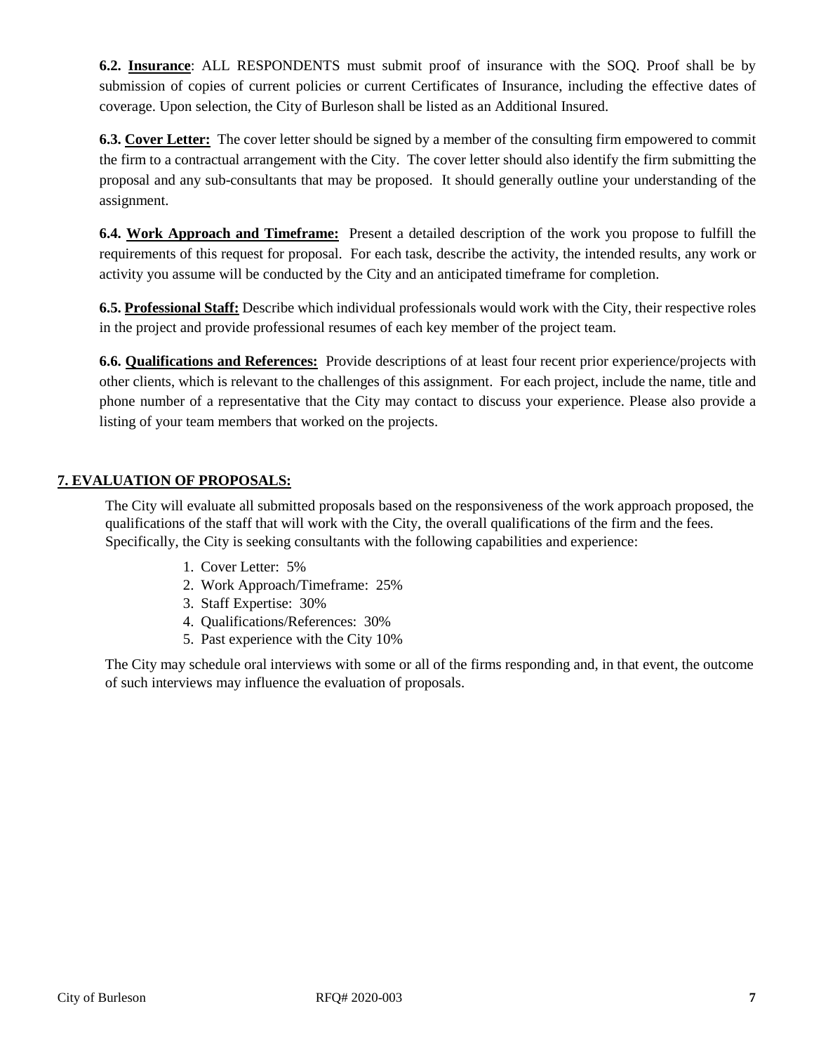**6.2. Insurance**: ALL RESPONDENTS must submit proof of insurance with the SOQ. Proof shall be by submission of copies of current policies or current Certificates of Insurance, including the effective dates of coverage. Upon selection, the City of Burleson shall be listed as an Additional Insured.

**6.3. Cover Letter:** The cover letter should be signed by a member of the consulting firm empowered to commit the firm to a contractual arrangement with the City. The cover letter should also identify the firm submitting the proposal and any sub-consultants that may be proposed. It should generally outline your understanding of the assignment.

**6.4. Work Approach and Timeframe:** Present a detailed description of the work you propose to fulfill the requirements of this request for proposal. For each task, describe the activity, the intended results, any work or activity you assume will be conducted by the City and an anticipated timeframe for completion.

**6.5. Professional Staff:** Describe which individual professionals would work with the City, their respective roles in the project and provide professional resumes of each key member of the project team.

**6.6. Qualifications and References:** Provide descriptions of at least four recent prior experience/projects with other clients, which is relevant to the challenges of this assignment. For each project, include the name, title and phone number of a representative that the City may contact to discuss your experience. Please also provide a listing of your team members that worked on the projects.

## 7. EVALUATION OF PROPOSALS:

The City will evaluate all submitted proposals based on the responsiveness of the work approach proposed, the qualifications of the staff that will work with the City, the overall qualifications of the firm and the fees. Specifically, the City is seeking consultants with the following capabilities and experience:

1. Cover Letter: 5%
2. Work Approach/Timeframe: 25%
3. Staff Expertise: 30%
4. Qualifications/References: 30%
5. Past experience with the City 10%

The City may schedule oral interviews with some or all of the firms responding and, in that event, the outcome of such interviews may influence the evaluation of proposals.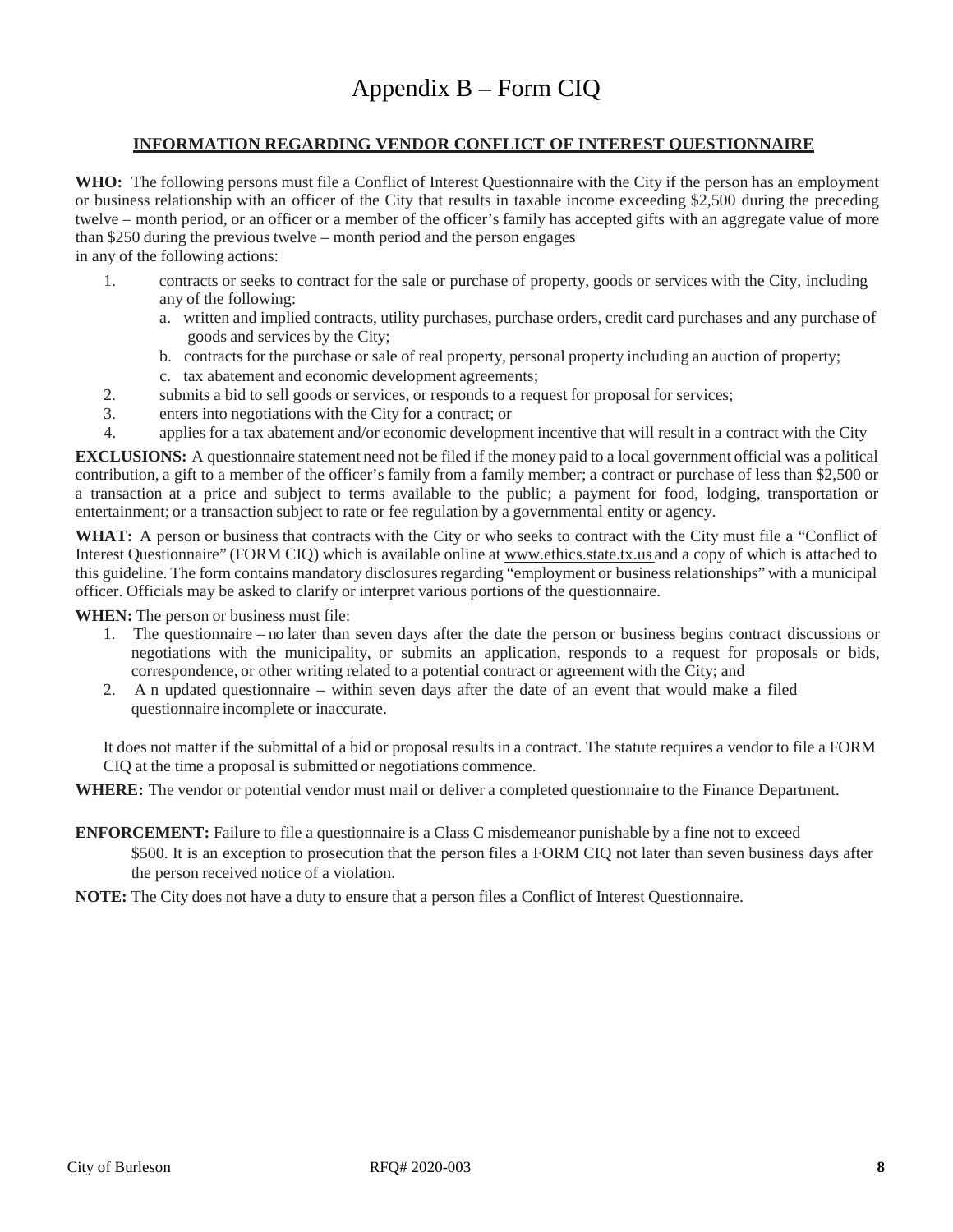# Appendix B – Form CIQ

## INFORMATION REGARDING VENDOR CONFLICT OF INTEREST QUESTIONNAIRE

**WHO:** The following persons must file a Conflict of Interest Questionnaire with the City if the person has an employment or business relationship with an officer of the City that results in taxable income exceeding $2,500 during the preceding twelve – month period, or an officer or a member of the officer's family has accepted gifts with an aggregate value of more than $250 during the previous twelve – month period and the person engages in any of the following actions:

1. contracts or seeks to contract for the sale or purchase of property, goods or services with the City, including any of the following:
   a. written and implied contracts, utility purchases, purchase orders, credit card purchases and any purchase of goods and services by the City;
   b. contracts for the purchase or sale of real property, personal property including an auction of property;
   c. tax abatement and economic development agreements;
2. submits a bid to sell goods or services, or responds to a request for proposal for services;
3. enters into negotiations with the City for a contract; or
4. applies for a tax abatement and/or economic development incentive that will result in a contract with the City

**EXCLUSIONS:** A questionnaire statement need not be filed if the money paid to a local government official was a political contribution, a gift to a member of the officer's family from a family member; a contract or purchase of less than $2,500 or a transaction at a price and subject to terms available to the public; a payment for food, lodging, transportation or entertainment; or a transaction subject to rate or fee regulation by a governmental entity or agency.

**WHAT:** A person or business that contracts with the City or who seeks to contract with the City must file a "Conflict of Interest Questionnaire" (FORM CIQ) which is available online at www.ethics.state.tx.us and a copy of which is attached to this guideline. The form contains mandatory disclosures regarding "employment or business relationships" with a municipal officer. Officials may be asked to clarify or interpret various portions of the questionnaire.

**WHEN:** The person or business must file:

1. The questionnaire – no later than seven days after the date the person or business begins contract discussions or negotiations with the municipality, or submits an application, responds to a request for proposals or bids, correspondence, or other writing related to a potential contract or agreement with the City; and
2. A n updated questionnaire – within seven days after the date of an event that would make a filed questionnaire incomplete or inaccurate.

It does not matter if the submittal of a bid or proposal results in a contract. The statute requires a vendor to file a FORM CIQ at the time a proposal is submitted or negotiations commence.

**WHERE:** The vendor or potential vendor must mail or deliver a completed questionnaire to the Finance Department.

**ENFORCEMENT:** Failure to file a questionnaire is a Class C misdemeanor punishable by a fine not to exceed $500. It is an exception to prosecution that the person files a FORM CIQ not later than seven business days after the person received notice of a violation.

**NOTE:** The City does not have a duty to ensure that a person files a Conflict of Interest Questionnaire.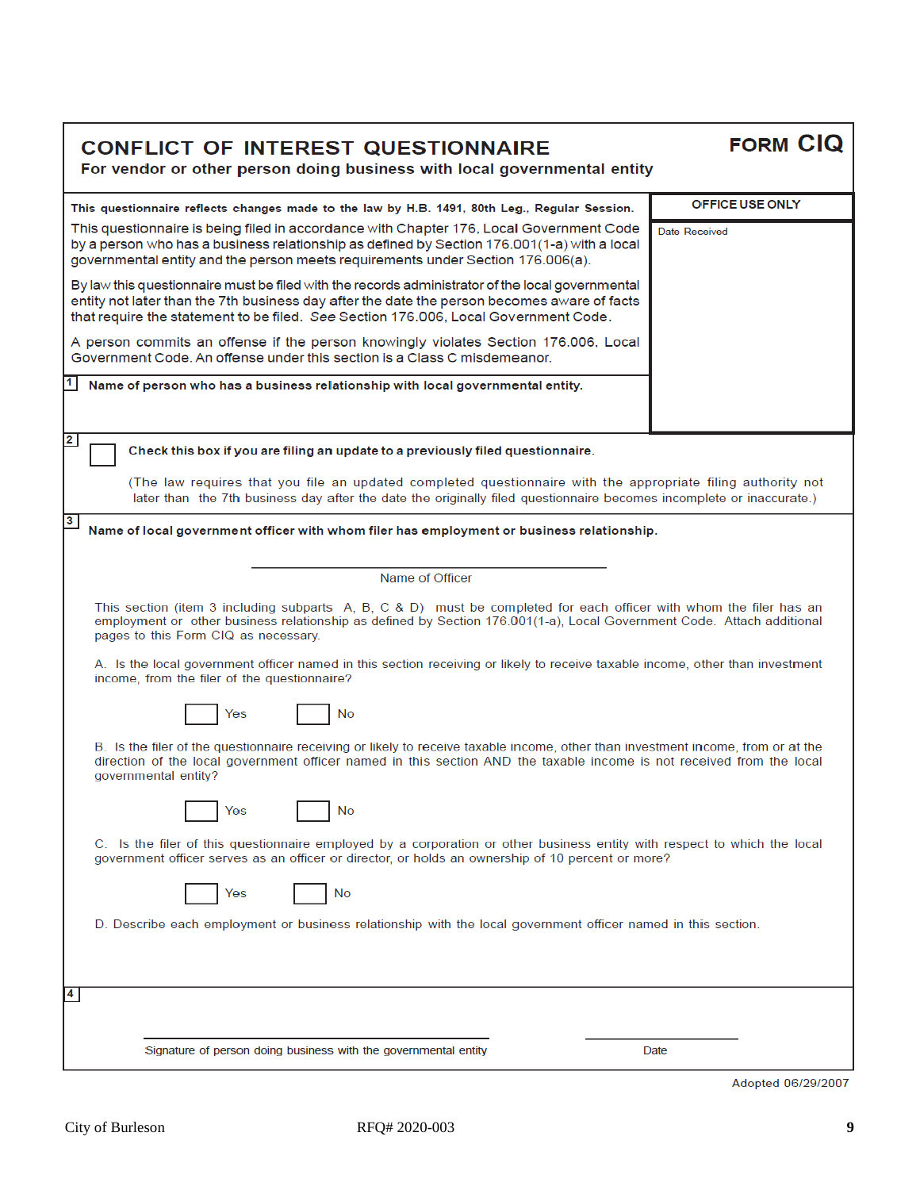# CONFLICT OF INTEREST QUESTIONNAIRE

**FORM CIQ**

**For vendor or other person doing business with local governmental entity**

**This questionnaire reflects changes made to the law by H.B. 1491, 80th Leg., Regular Session.**

This questionnaire is being filed in accordance with Chapter 176, Local Government Code by a person who has a business relationship as defined by Section 176.001(1-a) with a local governmental entity and the person meets requirements under Section 176.006(a).

By law this questionnaire must be filed with the records administrator of the local governmental entity not later than the 7th business day after the date the person becomes aware of facts that require the statement to be filed. *See* Section 176.006, Local Government Code.

A person commits an offense if the person knowingly violates Section 176.006, Local Government Code. An offense under this section is a Class C misdemeanor.

| OFFICE USE ONLY |
| --- |
| Date Received |

**1** **Name of person who has a business relationship with local governmental entity.**

**2** ☐ **Check this box if you are filing an update to a previously filed questionnaire.**

(The law requires that you file an updated completed questionnaire with the appropriate filing authority not later than the 7th business day after the date the originally filed questionnaire becomes incomplete or inaccurate.)

**3** **Name of local government officer with whom filer has employment or business relationship.**

______________________________
Name of Officer

This section (item 3 including subparts A, B, C & D) must be completed for each officer with whom the filer has an employment or other business relationship as defined by Section 176.001(1-a), Local Government Code. Attach additional pages to this Form CIQ as necessary.

A. Is the local government officer named in this section receiving or likely to receive taxable income, other than investment income, from the filer of the questionnaire?

☐ Yes ☐ No

B. Is the filer of the questionnaire receiving or likely to receive taxable income, other than investment income, from or at the direction of the local government officer named in this section AND the taxable income is not received from the local governmental entity?

☐ Yes ☐ No

C. Is the filer of this questionnaire employed by a corporation or other business entity with respect to which the local government officer serves as an officer or director, or holds an ownership of 10 percent or more?

☐ Yes ☐ No

D. Describe each employment or business relationship with the local government officer named in this section.

**4**

______________________________ ______________
Signature of person doing business with the governmental entity Date

Adopted 06/29/2007

City of Burleson RFQ# 2020-003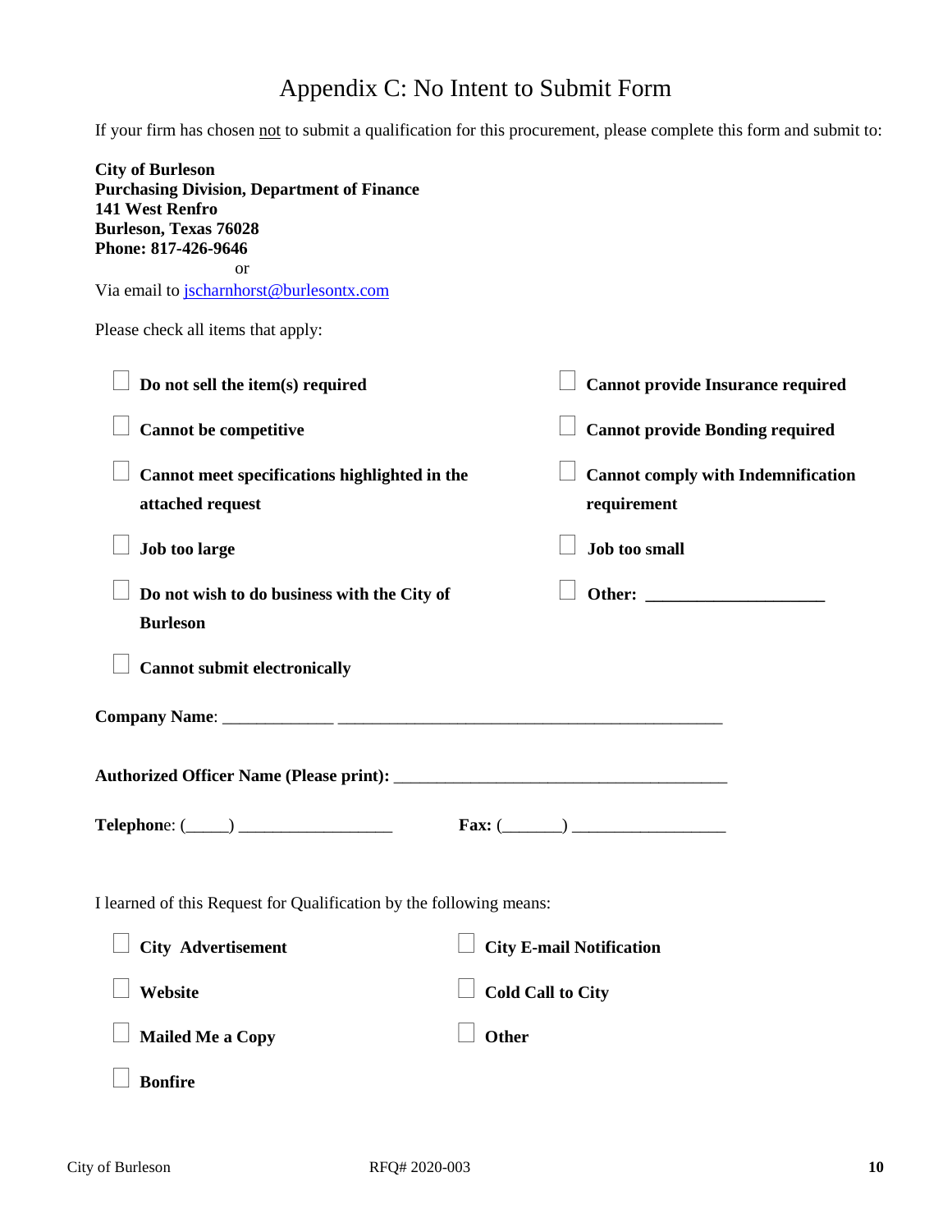# Appendix C: No Intent to Submit Form

If your firm has chosen not to submit a qualification for this procurement, please complete this form and submit to:

**City of Burleson**
**Purchasing Division, Department of Finance**
**141 West Renfro**
**Burleson, Texas 76028**
**Phone: 817-426-9646**

or

Via email to jscharnhorst@burlesontx.com

Please check all items that apply:

- ☐ **Do not sell the item(s) required**
- ☐ **Cannot provide Insurance required**
- ☐ **Cannot be competitive**
- ☐ **Cannot provide Bonding required**
- ☐ **Cannot meet specifications highlighted in the attached request**
- ☐ **Cannot comply with Indemnification requirement**
- ☐ **Job too large**
- ☐ **Job too small**
- ☐ **Do not wish to do business with the City of Burleson**
- ☐ **Other: ____________________**
- ☐ **Cannot submit electronically**

**Company Name**: _____________ _____________________________________________

**Authorized Officer Name (Please print):** _______________________________________

**Telephone**: (_____) __________________ **Fax:** (_______) __________________

I learned of this Request for Qualification by the following means:

- ☐ **City Advertisement**
- ☐ **City E-mail Notification**
- ☐ **Website**
- ☐ **Cold Call to City**
- ☐ **Mailed Me a Copy**
- ☐ **Other**
- ☐ **Bonfire**